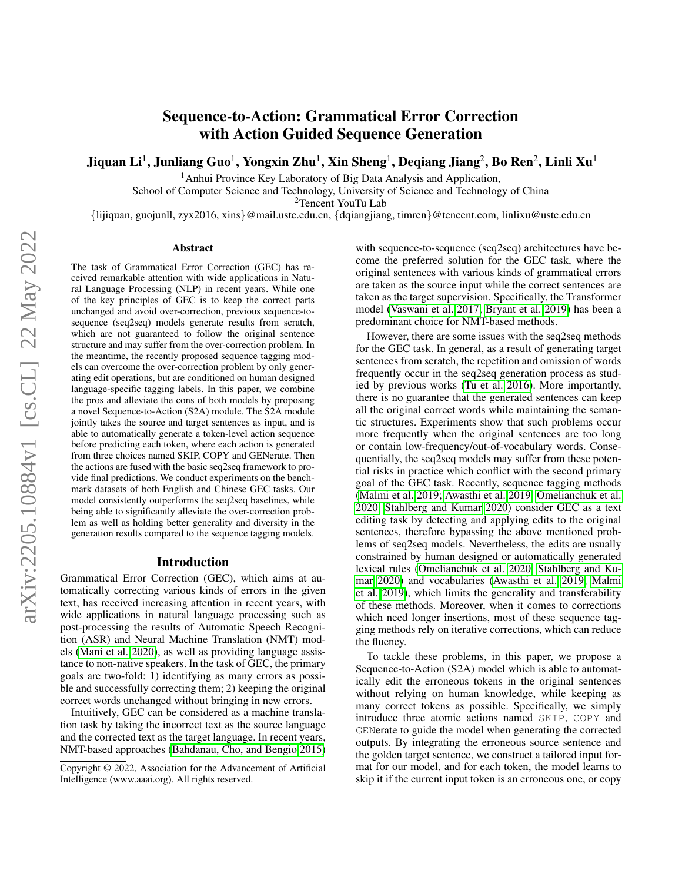# Sequence-to-Action: Grammatical Error Correction with Action Guided Sequence Generation

**Jiquan Li**[1], **Junliang Guo**[1], **Yongxin Zhu**[1], **Xin Sheng**[1], **Deqiang Jiang**[2], **Bo Ren**[2], **Linli Xu**[1]

[1]Anhui Province Key Laboratory of Big Data Analysis and Application,
School of Computer Science and Technology, University of Science and Technology of China
[2]Tencent YouTu Lab
{lijiquan, guojunll, zyx2016, xins}@mail.ustc.edu.cn, {dqiangjiang, timren}@tencent.com, linlixu@ustc.edu.cn

## Abstract

The task of Grammatical Error Correction (GEC) has received remarkable attention with wide applications in Natural Language Processing (NLP) in recent years. While one of the key principles of GEC is to keep the correct parts unchanged and avoid over-correction, previous sequence-to-sequence (seq2seq) models generate results from scratch, which are not guaranteed to follow the original sentence structure and may suffer from the over-correction problem. In the meantime, the recently proposed sequence tagging models can overcome the over-correction problem by only generating edit operations, but are conditioned on human designed language-specific tagging labels. In this paper, we combine the pros and alleviate the cons of both models by proposing a novel Sequence-to-Action (S2A) module. The S2A module jointly takes the source and target sentences as input, and is able to automatically generate a token-level action sequence before predicting each token, where each action is generated from three choices named SKIP, COPY and GENerate. Then the actions are fused with the basic seq2seq framework to provide final predictions. We conduct experiments on the benchmark datasets of both English and Chinese GEC tasks. Our model consistently outperforms the seq2seq baselines, while being able to significantly alleviate the over-correction problem as well as holding better generality and diversity in the generation results compared to the sequence tagging models.

## Introduction

Grammatical Error Correction (GEC), which aims at automatically correcting various kinds of errors in the given text, has received increasing attention in recent years, with wide applications in natural language processing such as post-processing the results of Automatic Speech Recognition (ASR) and Neural Machine Translation (NMT) models (Mani et al. 2020), as well as providing language assistance to non-native speakers. In the task of GEC, the primary goals are two-fold: 1) identifying as many errors as possible and successfully correcting them; 2) keeping the original correct words unchanged without bringing in new errors.

Intuitively, GEC can be considered as a machine translation task by taking the incorrect text as the source language and the corrected text as the target language. In recent years, NMT-based approaches (Bahdanau, Cho, and Bengio 2015) with sequence-to-sequence (seq2seq) architectures have become the preferred solution for the GEC task, where the original sentences with various kinds of grammatical errors are taken as the source input while the correct sentences are taken as the target supervision. Specifically, the Transformer model (Vaswani et al. 2017; Bryant et al. 2019) has been a predominant choice for NMT-based methods.

However, there are some issues with the seq2seq methods for the GEC task. In general, as a result of generating target sentences from scratch, the repetition and omission of words frequently occur in the seq2seq generation process as studied by previous works (Tu et al. 2016). More importantly, there is no guarantee that the generated sentences can keep all the original correct words while maintaining the semantic structures. Experiments show that such problems occur more frequently when the original sentences are too long or contain low-frequency/out-of-vocabulary words. Consequentially, the seq2seq models may suffer from these potential risks in practice which conflict with the second primary goal of the GEC task. Recently, sequence tagging methods (Malmi et al. 2019; Awasthi et al. 2019; Omelianchuk et al. 2020; Stahlberg and Kumar 2020) consider GEC as a text editing task by detecting and applying edits to the original sentences, therefore bypassing the above mentioned problems of seq2seq models. Nevertheless, the edits are usually constrained by human designed or automatically generated lexical rules (Omelianchuk et al. 2020; Stahlberg and Kumar 2020) and vocabularies (Awasthi et al. 2019; Malmi et al. 2019), which limits the generality and transferability of these methods. Moreover, when it comes to corrections which need longer insertions, most of these sequence tagging methods rely on iterative corrections, which can reduce the fluency.

To tackle these problems, in this paper, we propose a Sequence-to-Action (S2A) model which is able to automatically edit the erroneous tokens in the original sentences without relying on human knowledge, while keeping as many correct tokens as possible. Specifically, we simply introduce three atomic actions named SKIP, COPY and GENerate to guide the model when generating the corrected outputs. By integrating the erroneous source sentence and the golden target sentence, we construct a tailored input format for our model, and for each token, the model learns to skip it if the current input token is an erroneous one, or copy

Copyright © 2022, Association for the Advancement of Artificial Intelligence (www.aaai.org). All rights reserved.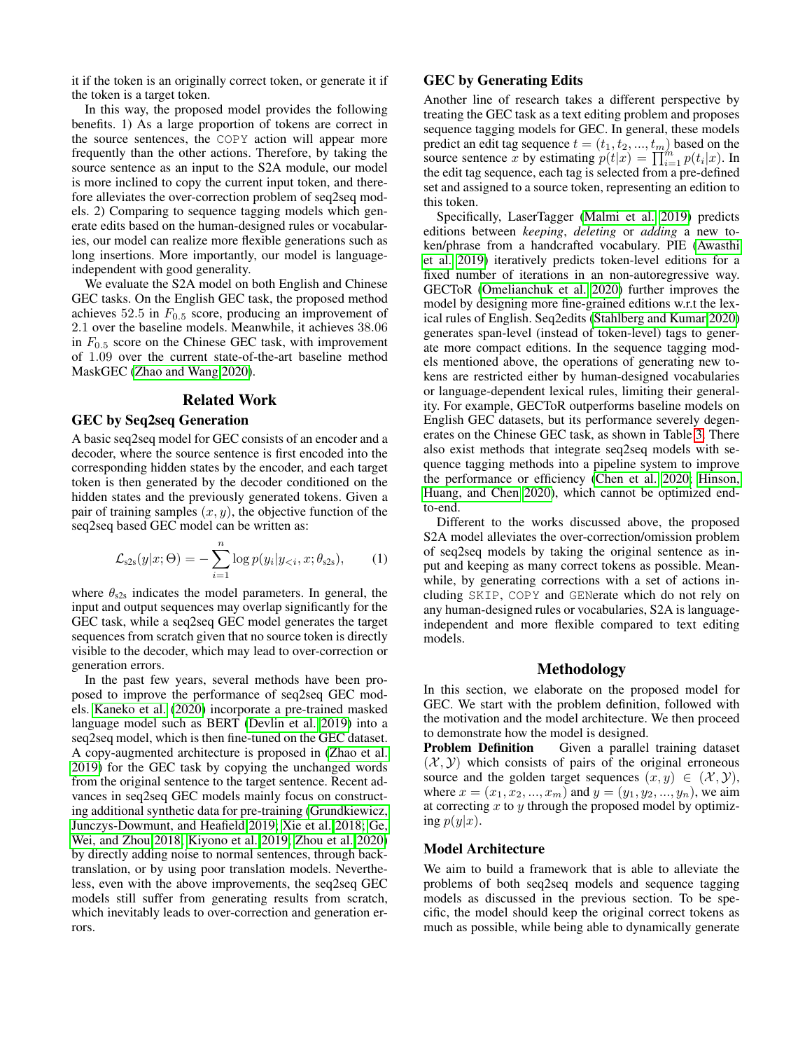it if the token is an originally correct token, or generate it if the token is a target token.

In this way, the proposed model provides the following benefits. 1) As a large proportion of tokens are correct in the source sentences, the COPY action will appear more frequently than the other actions. Therefore, by taking the source sentence as an input to the S2A module, our model is more inclined to copy the current input token, and therefore alleviates the over-correction problem of seq2seq models. 2) Comparing to sequence tagging models which generate edits based on the human-designed rules or vocabularies, our model can realize more flexible generations such as long insertions. More importantly, our model is language-independent with good generality.

We evaluate the S2A model on both English and Chinese GEC tasks. On the English GEC task, the proposed method achieves 52.5 in $F_{0.5}$ score, producing an improvement of 2.1 over the baseline models. Meanwhile, it achieves 38.06 in $F_{0.5}$ score on the Chinese GEC task, with improvement of 1.09 over the current state-of-the-art baseline method MaskGEC (Zhao and Wang 2020).

## Related Work

### GEC by Seq2seq Generation

A basic seq2seq model for GEC consists of an encoder and a decoder, where the source sentence is first encoded into the corresponding hidden states by the encoder, and each target token is then generated by the decoder conditioned on the hidden states and the previously generated tokens. Given a pair of training samples $(x, y)$, the objective function of the seq2seq based GEC model can be written as:

$$\mathcal{L}_{\text{s2s}}(y|x; \Theta) = -\sum_{i=1}^{n} \log p(y_i|y_{<i}, x; \theta_{\text{s2s}}), \quad (1)$$

where $\theta_{\text{s2s}}$ indicates the model parameters. In general, the input and output sequences may overlap significantly for the GEC task, while a seq2seq GEC model generates the target sequences from scratch given that no source token is directly visible to the decoder, which may lead to over-correction or generation errors.

In the past few years, several methods have been proposed to improve the performance of seq2seq GEC models. Kaneko et al. (2020) incorporate a pre-trained masked language model such as BERT (Devlin et al. 2019) into a seq2seq model, which is then fine-tuned on the GEC dataset. A copy-augmented architecture is proposed in (Zhao et al. 2019) for the GEC task by copying the unchanged words from the original sentence to the target sentence. Recent advances in seq2seq GEC models mainly focus on constructing additional synthetic data for pre-training (Grundkiewicz, Junczys-Dowmunt, and Heafield 2019; Xie et al. 2018; Ge, Wei, and Zhou 2018; Kiyono et al. 2019; Zhou et al. 2020) by directly adding noise to normal sentences, through back-translation, or by using poor translation models. Nevertheless, even with the above improvements, the seq2seq GEC models still suffer from generating results from scratch, which inevitably leads to over-correction and generation errors.

### GEC by Generating Edits

Another line of research takes a different perspective by treating the GEC task as a text editing problem and proposes sequence tagging models for GEC. In general, these models predict an edit tag sequence $t = (t_1, t_2, ..., t_m)$ based on the source sentence $x$ by estimating $p(t|x) = \prod_{i=1}^{m} p(t_i|x)$. In the edit tag sequence, each tag is selected from a pre-defined set and assigned to a source token, representing an edition to this token.

Specifically, LaserTagger (Malmi et al. 2019) predicts editions between *keeping*, *deleting* or *adding* a new token/phrase from a handcrafted vocabulary. PIE (Awasthi et al. 2019) iteratively predicts token-level editions for a fixed number of iterations in an non-autoregressive way. GECToR (Omelianchuk et al. 2020) further improves the model by designing more fine-grained editions w.r.t the lexical rules of English. Seq2edits (Stahlberg and Kumar 2020) generates span-level (instead of token-level) tags to generate more compact editions. In the sequence tagging models mentioned above, the operations of generating new tokens are restricted either by human-designed vocabularies or language-dependent lexical rules, limiting their generality. For example, GECToR outperforms baseline models on English GEC datasets, but its performance severely degenerates on the Chinese GEC task, as shown in Table 3. There also exist methods that integrate seq2seq models with sequence tagging methods into a pipeline system to improve the performance or efficiency (Chen et al. 2020; Hinson, Huang, and Chen 2020), which cannot be optimized end-to-end.

Different to the works discussed above, the proposed S2A model alleviates the over-correction/omission problem of seq2seq models by taking the original sentence as input and keeping as many correct tokens as possible. Meanwhile, by generating corrections with a set of actions including SKIP, COPY and GENerate which do not rely on any human-designed rules or vocabularies, S2A is language-independent and more flexible compared to text editing models.

## Methodology

In this section, we elaborate on the proposed model for GEC. We start with the problem definition, followed with the motivation and the model architecture. We then proceed to demonstrate how the model is designed.

**Problem Definition** Given a parallel training dataset $(\mathcal{X}, \mathcal{Y})$ which consists of pairs of the original erroneous source and the golden target sequences $(x, y) \in (\mathcal{X}, \mathcal{Y})$, where $x = (x_1, x_2, ..., x_m)$ and $y = (y_1, y_2, ..., y_n)$, we aim at correcting $x$ to $y$ through the proposed model by optimizing $p(y|x)$.

### Model Architecture

We aim to build a framework that is able to alleviate the problems of both seq2seq models and sequence tagging models as discussed in the previous section. To be specific, the model should keep the original correct tokens as much as possible, while being able to dynamically generate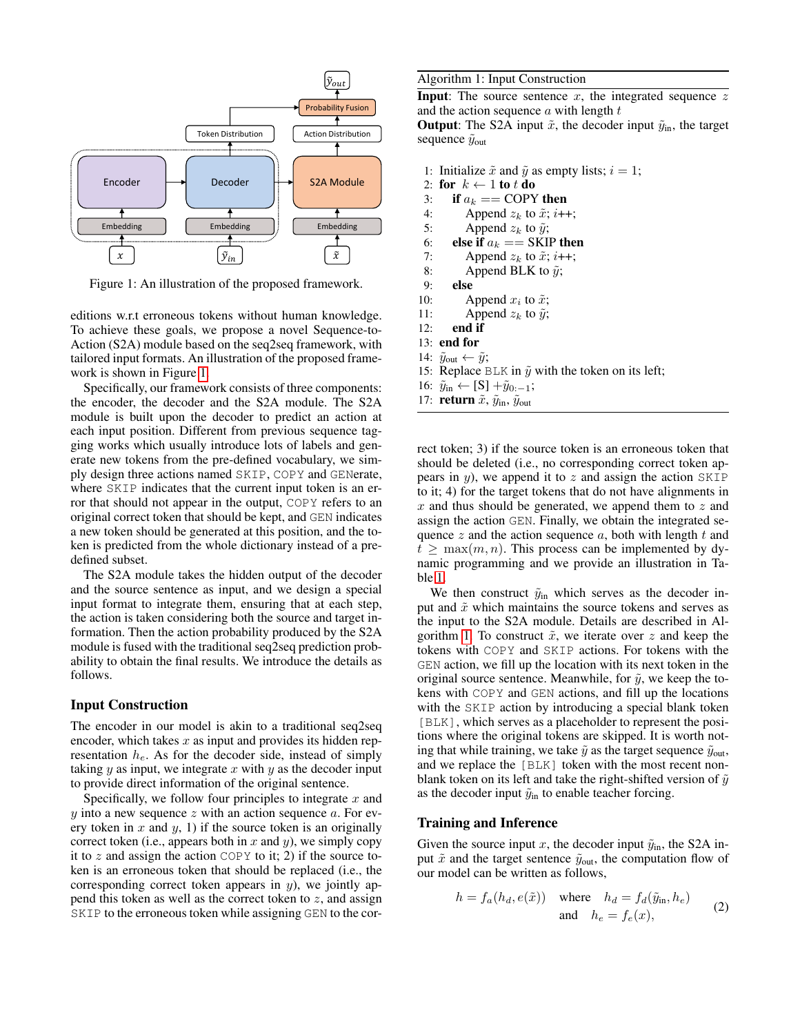Figure 1: An illustration of the proposed framework.

editions w.r.t erroneous tokens without human knowledge. To achieve these goals, we propose a novel Sequence-to-Action (S2A) module based on the seq2seq framework, with tailored input formats. An illustration of the proposed framework is shown in Figure 1.

Specifically, our framework consists of three components: the encoder, the decoder and the S2A module. The S2A module is built upon the decoder to predict an action at each input position. Different from previous sequence tagging works which usually introduce lots of labels and generate new tokens from the pre-defined vocabulary, we simply design three actions named SKIP, COPY and GENerate, where SKIP indicates that the current input token is an error that should not appear in the output, COPY refers to an original correct token that should be kept, and GEN indicates a new token should be generated at this position, and the token is predicted from the whole dictionary instead of a pre-defined subset.

The S2A module takes the hidden output of the decoder and the source sentence as input, and we design a special input format to integrate them, ensuring that at each step, the action is taken considering both the source and target information. Then the action probability produced by the S2A module is fused with the traditional seq2seq prediction probability to obtain the final results. We introduce the details as follows.

## Input Construction

The encoder in our model is akin to a traditional seq2seq encoder, which takes $x$ as input and provides its hidden representation $h_e$. As for the decoder side, instead of simply taking $y$ as input, we integrate $x$ with $y$ as the decoder input to provide direct information of the original sentence.

Specifically, we follow four principles to integrate $x$ and $y$ into a new sequence $z$ with an action sequence $a$. For every token in $x$ and $y$, 1) if the source token is an originally correct token (i.e., appears both in $x$ and $y$), we simply copy it to $z$ and assign the action COPY to it; 2) if the source token is an erroneous token that should be replaced (i.e., the corresponding correct token appears in $y$), we jointly append this token as well as the correct token to $z$, and assign SKIP to the erroneous token while assigning GEN to the correct token; 3) if the source token is an erroneous token that should be deleted (i.e., no corresponding correct token appears in $y$), we append it to $z$ and assign the action SKIP to it; 4) for the target tokens that do not have alignments in $x$ and thus should be generated, we append them to $z$ and assign the action GEN. Finally, we obtain the integrated sequence $z$ and the action sequence $a$, both with length $t$ and $t \geq \max(m, n)$. This process can be implemented by dynamic programming and we provide an illustration in Table 1.

---

**Algorithm 1:** Input Construction

**Input**: The source sentence $x$, the integrated sequence $z$ and the action sequence $a$ with length $t$
**Output**: The S2A input $\tilde{x}$, the decoder input $\tilde{y}_{\text{in}}$, the target sequence $\tilde{y}_{\text{out}}$

```
1:  Initialize x̃ and ỹ as empty lists; i = 1;
2:  for k ← 1 to t do
3:      if a_k == COPY then
4:          Append z_k to x̃; i++;
5:          Append z_k to ỹ;
6:      else if a_k == SKIP then
7:          Append z_k to x̃; i++;
8:          Append BLK to ỹ;
9:      else
10:         Append x_i to x̃;
11:         Append z_k to ỹ;
12:     end if
13: end for
14: ỹ_out ← ỹ;
15: Replace BLK in ỹ with the token on its left;
16: ỹ_in ← [S] + ỹ_{0:-1};
17: return x̃, ỹ_in, ỹ_out
```

---

We then construct $\tilde{y}_{\text{in}}$ which serves as the decoder input and $\tilde{x}$ which maintains the source tokens and serves as the input to the S2A module. Details are described in Algorithm 1. To construct $\tilde{x}$, we iterate over $z$ and keep the tokens with COPY and SKIP actions. For tokens with the GEN action, we fill up the location with its next token in the original source sentence. Meanwhile, for $\tilde{y}$, we keep the tokens with COPY and GEN actions, and fill up the locations with the SKIP action by introducing a special blank token [BLK], which serves as a placeholder to represent the positions where the original tokens are skipped. It is worth noting that while training, we take $\tilde{y}$ as the target sequence $\tilde{y}_{\text{out}}$, and we replace the [BLK] token with the most recent non-blank token on its left and take the right-shifted version of $\tilde{y}$ as the decoder input $\tilde{y}_{\text{in}}$ to enable teacher forcing.

## Training and Inference

Given the source input $x$, the decoder input $\tilde{y}_{\text{in}}$, the S2A input $\tilde{x}$ and the target sentence $\tilde{y}_{\text{out}}$, the computation flow of our model can be written as follows,

$$h = f_a(h_d, e(\tilde{x})) \quad \text{where} \quad h_d = f_d(\tilde{y}_{\text{in}}, h_e) \quad \text{and} \quad h_e = f_e(x), \tag{2}$$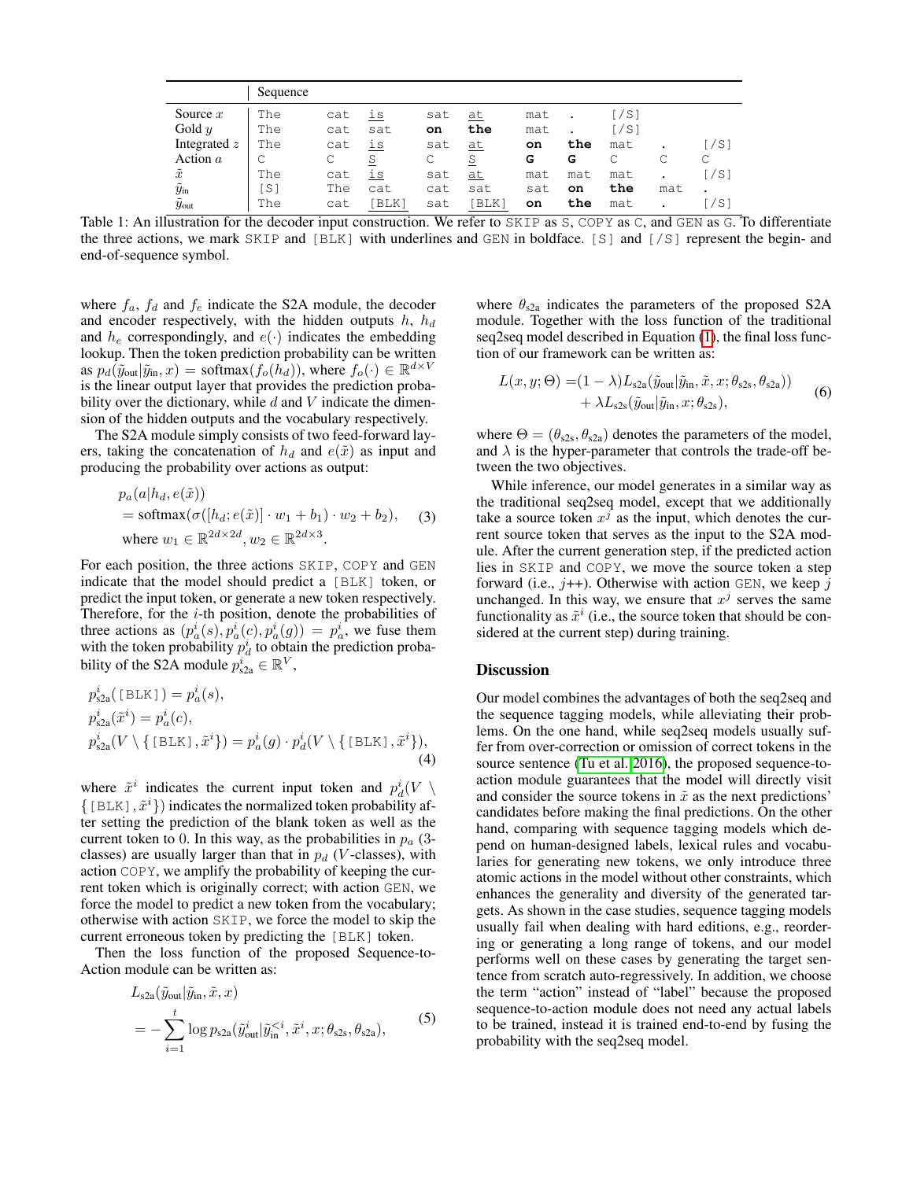| | Sequence | | | | | | | | | |
|---|---|---|---|---|---|---|---|---|---|---|
| Source $x$ | The | cat | <u>is</u> | sat | <u>at</u> | mat | . | [/S] | | |
| Gold $y$ | The | cat | sat | **on** | **the** | mat | . | [/S] | | |
| Integrated $z$ | The | cat | <u>is</u> | sat | <u>at</u> | **on** | **the** | mat | . | [/S] |
| Action $a$ | C | C | <u>S</u> | C | <u>S</u> | **G** | **G** | C | C | C |
| $\tilde{x}$ | The | cat | <u>is</u> | sat | <u>at</u> | mat | mat | mat | . | [/S] |
| $\tilde{y}_{\text{in}}$ | [S] | The | cat | cat | sat | sat | **on** | **the** | mat | . |
| $\tilde{y}_{\text{out}}$ | The | cat | <u>[BLK]</u> | sat | <u>[BLK]</u> | **on** | **the** | mat | . | [/S] |

Table 1: An illustration for the decoder input construction. We refer to SKIP as S, COPY as C, and GEN as G. To differentiate the three actions, we mark SKIP and [BLK] with underlines and GEN in boldface. [S] and [/S] represent the begin- and end-of-sequence symbol.

where $f_a$, $f_d$ and $f_e$ indicate the S2A module, the decoder and encoder respectively, with the hidden outputs $h$, $h_d$ and $h_e$ correspondingly, and $e(\cdot)$ indicates the embedding lookup. Then the token prediction probability can be written as $p_d(\tilde{y}_{\text{out}}|\tilde{y}_{\text{in}}, x) = \text{softmax}(f_o(h_d))$, where $f_o(\cdot) \in \mathbb{R}^{d \times V}$ is the linear output layer that provides the prediction probability over the dictionary, while $d$ and $V$ indicate the dimension of the hidden outputs and the vocabulary respectively.

The S2A module simply consists of two feed-forward layers, taking the concatenation of $h_d$ and $e(\tilde{x})$ as input and producing the probability over actions as output:

$$
\begin{aligned}
&p_a(a|h_d, e(\tilde{x})) \\
&= \text{softmax}(\sigma([h_d; e(\tilde{x})] \cdot w_1 + b_1) \cdot w_2 + b_2), \\
&\text{where } w_1 \in \mathbb{R}^{2d \times 2d}, w_2 \in \mathbb{R}^{2d \times 3}.
\end{aligned} \tag{3}
$$

For each position, the three actions SKIP, COPY and GEN indicate that the model should predict a [BLK] token, or predict the input token, or generate a new token respectively. Therefore, for the $i$-th position, denote the probabilities of three actions as $(p_a^i(s), p_a^i(c), p_a^i(g)) = p_a^i$, we fuse them with the token probability $p_d^i$ to obtain the prediction probability of the S2A module $p_{\text{s2a}}^i \in \mathbb{R}^V$,

$$
\begin{aligned}
&p_{\text{s2a}}^i(\texttt{[BLK]}) = p_a^i(s), \\
&p_{\text{s2a}}^i(\tilde{x}^i) = p_a^i(c), \\
&p_{\text{s2a}}^i(V \setminus \{\texttt{[BLK]}, \tilde{x}^i\}) = p_a^i(g) \cdot p_d^i(V \setminus \{\texttt{[BLK]}, \tilde{x}^i\}),
\end{aligned} \tag{4}
$$

where $\tilde{x}^i$ indicates the current input token and $p_d^i(V \setminus \{\texttt{[BLK]}, \tilde{x}^i\})$ indicates the normalized token probability after setting the prediction of the blank token as well as the current token to 0. In this way, as the probabilities in $p_a$ (3-classes) are usually larger than that in $p_d$ ($V$-classes), with action COPY, we amplify the probability of keeping the current token which is originally correct; with action GEN, we force the model to predict a new token from the vocabulary; otherwise with action SKIP, we force the model to skip the current erroneous token by predicting the [BLK] token.

Then the loss function of the proposed Sequence-to-Action module can be written as:

$$
\begin{aligned}
&L_{\text{s2a}}(\tilde{y}_{\text{out}}|\tilde{y}_{\text{in}}, \tilde{x}, x) \\
&= -\sum_{i=1}^{t} \log p_{\text{s2a}}(\tilde{y}_{\text{out}}^i|\tilde{y}_{\text{in}}^{<i}, \tilde{x}^i, x; \theta_{\text{s2s}}, \theta_{\text{s2a}}),
\end{aligned} \tag{5}
$$

where $\theta_{\text{s2a}}$ indicates the parameters of the proposed S2A module. Together with the loss function of the traditional seq2seq model described in Equation (1), the final loss function of our framework can be written as:

$$
\begin{aligned}
L(x, y; \Theta) =&(1-\lambda)L_{\text{s2a}}(\tilde{y}_{\text{out}}|\tilde{y}_{\text{in}}, \tilde{x}, x; \theta_{\text{s2s}}, \theta_{\text{s2a}})) \\
&+ \lambda L_{\text{s2s}}(\tilde{y}_{\text{out}}|\tilde{y}_{\text{in}}, x; \theta_{\text{s2s}}),
\end{aligned} \tag{6}
$$

where $\Theta = (\theta_{\text{s2s}}, \theta_{\text{s2a}})$ denotes the parameters of the model, and $\lambda$ is the hyper-parameter that controls the trade-off between the two objectives.

While inference, our model generates in a similar way as the traditional seq2seq model, except that we additionally take a source token $x^j$ as the input, which denotes the current source token that serves as the input to the S2A module. After the current generation step, if the predicted action lies in SKIP and COPY, we move the source token a step forward (i.e., $j$++). Otherwise with action GEN, we keep $j$ unchanged. In this way, we ensure that $x^j$ serves the same functionality as $\tilde{x}^i$ (i.e., the source token that should be considered at the current step) during training.

## Discussion

Our model combines the advantages of both the seq2seq and the sequence tagging models, while alleviating their problems. On the one hand, while seq2seq models usually suffer from over-correction or omission of correct tokens in the source sentence (Tu et al. 2016), the proposed sequence-to-action module guarantees that the model will directly visit and consider the source tokens in $\tilde{x}$ as the next predictions' candidates before making the final predictions. On the other hand, comparing with sequence tagging models which depend on human-designed labels, lexical rules and vocabularies for generating new tokens, we only introduce three atomic actions in the model without other constraints, which enhances the generality and diversity of the generated targets. As shown in the case studies, sequence tagging models usually fail when dealing with hard editions, e.g., reordering or generating a long range of tokens, and our model performs well on these cases by generating the target sentence from scratch auto-regressively. In addition, we choose the term "action" instead of "label" because the proposed sequence-to-action module does not need any actual labels to be trained, instead it is trained end-to-end by fusing the probability with the seq2seq model.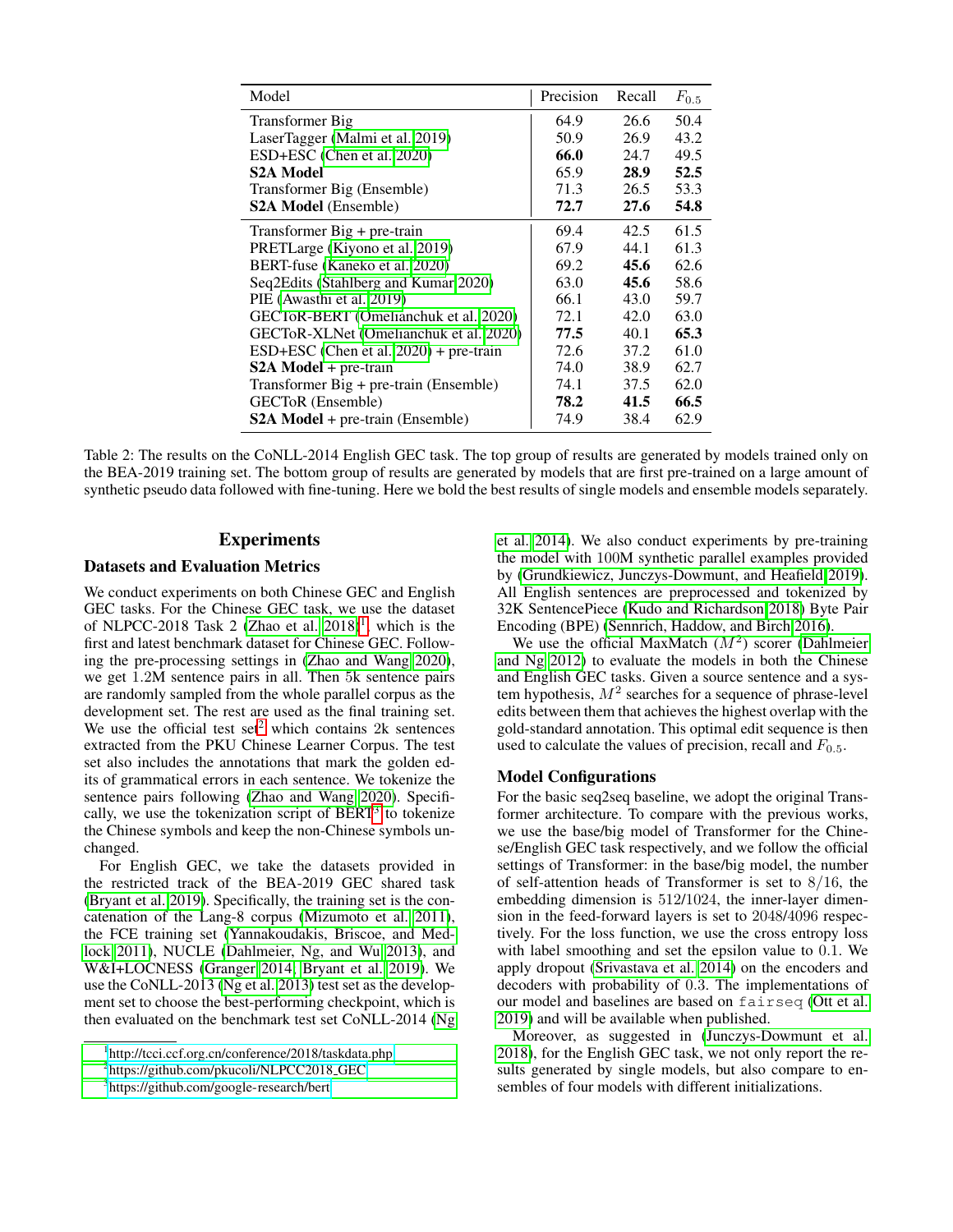| Model | Precision | Recall | $F_{0.5}$ |
|---|---|---|---|
| Transformer Big | 64.9 | 26.6 | 50.4 |
| LaserTagger (Malmi et al. 2019) | 50.9 | 26.9 | 43.2 |
| ESD+ESC (Chen et al. 2020) | **66.0** | 24.7 | 49.5 |
| **S2A Model** | 65.9 | **28.9** | **52.5** |
| Transformer Big (Ensemble) | 71.3 | 26.5 | 53.3 |
| **S2A Model** (Ensemble) | **72.7** | **27.6** | **54.8** |
| Transformer Big + pre-train | 69.4 | 42.5 | 61.5 |
| PRETLarge (Kiyono et al. 2019) | 67.9 | 44.1 | 61.3 |
| BERT-fuse (Kaneko et al. 2020) | 69.2 | **45.6** | 62.6 |
| Seq2Edits (Stahlberg and Kumar 2020) | 63.0 | **45.6** | 58.6 |
| PIE (Awasthi et al. 2019) | 66.1 | 43.0 | 59.7 |
| GECToR-BERT (Omelianchuk et al. 2020) | 72.1 | 42.0 | 63.0 |
| GECToR-XLNet (Omelianchuk et al. 2020) | **77.5** | 40.1 | **65.3** |
| ESD+ESC (Chen et al. 2020) + pre-train | 72.6 | 37.2 | 61.0 |
| **S2A Model** + pre-train | 74.0 | 38.9 | 62.7 |
| Transformer Big + pre-train (Ensemble) | 74.1 | 37.5 | 62.0 |
| GECToR (Ensemble) | **78.2** | **41.5** | **66.5** |
| **S2A Model** + pre-train (Ensemble) | 74.9 | 38.4 | 62.9 |

Table 2: The results on the CoNLL-2014 English GEC task. The top group of results are generated by models trained only on the BEA-2019 training set. The bottom group of results are generated by models that are first pre-trained on a large amount of synthetic pseudo data followed with fine-tuning. Here we bold the best results of single models and ensemble models separately.

## Experiments

### Datasets and Evaluation Metrics

We conduct experiments on both Chinese GEC and English GEC tasks. For the Chinese GEC task, we use the dataset of NLPCC-2018 Task 2 (Zhao et al. 2018)[1], which is the first and latest benchmark dataset for Chinese GEC. Following the pre-processing settings in (Zhao and Wang 2020), we get 1.2M sentence pairs in all. Then 5k sentence pairs are randomly sampled from the whole parallel corpus as the development set. The rest are used as the final training set. We use the official test set[2] which contains 2k sentences extracted from the PKU Chinese Learner Corpus. The test set also includes the annotations that mark the golden edits of grammatical errors in each sentence. We tokenize the sentence pairs following (Zhao and Wang 2020). Specifically, we use the tokenization script of BERT[3] to tokenize the Chinese symbols and keep the non-Chinese symbols unchanged.

For English GEC, we take the datasets provided in the restricted track of the BEA-2019 GEC shared task (Bryant et al. 2019). Specifically, the training set is the concatenation of the Lang-8 corpus (Mizumoto et al. 2011), the FCE training set (Yannakoudakis, Briscoe, and Medlock 2011), NUCLE (Dahlmeier, Ng, and Wu 2013), and W&I+LOCNESS (Granger 2014; Bryant et al. 2019). We use the CoNLL-2013 (Ng et al. 2013) test set as the development set to choose the best-performing checkpoint, which is then evaluated on the benchmark test set CoNLL-2014 (Ng et al. 2014). We also conduct experiments by pre-training the model with 100M synthetic parallel examples provided by (Grundkiewicz, Junczys-Dowmunt, and Heafield 2019). All English sentences are preprocessed and tokenized by 32K SentencePiece (Kudo and Richardson 2018) Byte Pair Encoding (BPE) (Sennrich, Haddow, and Birch 2016).

We use the official MaxMatch ($M^2$) scorer (Dahlmeier and Ng 2012) to evaluate the models in both the Chinese and English GEC tasks. Given a source sentence and a system hypothesis, $M^2$ searches for a sequence of phrase-level edits between them that achieves the highest overlap with the gold-standard annotation. This optimal edit sequence is then used to calculate the values of precision, recall and $F_{0.5}$.

### Model Configurations

For the basic seq2seq baseline, we adopt the original Transformer architecture. To compare with the previous works, we use the base/big model of Transformer for the Chinese/English GEC task respectively, and we follow the official settings of Transformer: in the base/big model, the number of self-attention heads of Transformer is set to 8/16, the embedding dimension is 512/1024, the inner-layer dimension in the feed-forward layers is set to 2048/4096 respectively. For the loss function, we use the cross entropy loss with label smoothing and set the epsilon value to 0.1. We apply dropout (Srivastava et al. 2014) on the encoders and decoders with probability of 0.3. The implementations of our model and baselines are based on `fairseq` (Ott et al. 2019) and will be available when published.

Moreover, as suggested in (Junczys-Dowmunt et al. 2018), for the English GEC task, we not only report the results generated by single models, but also compare to ensembles of four models with different initializations.

[1] http://tcci.ccf.org.cn/conference/2018/taskdata.php

[2] https://github.com/pkucoli/NLPCC2018_GEC

[3] https://github.com/google-research/bert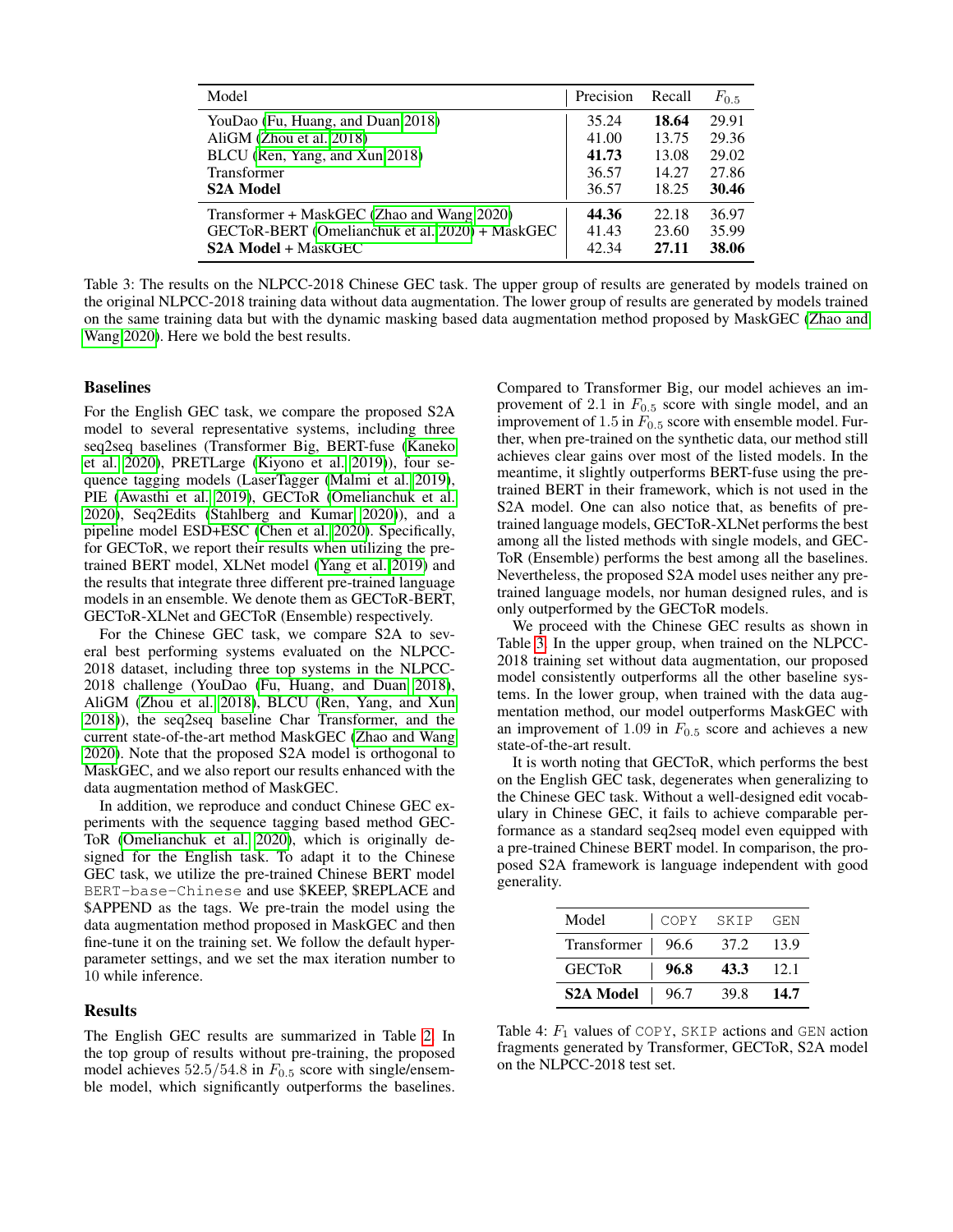| Model | Precision | Recall | $F_{0.5}$ |
|---|---|---|---|
| YouDao (Fu, Huang, and Duan 2018) | 35.24 | **18.64** | 29.91 |
| AliGM (Zhou et al. 2018) | 41.00 | 13.75 | 29.36 |
| BLCU (Ren, Yang, and Xun 2018) | **41.73** | 13.08 | 29.02 |
| Transformer | 36.57 | 14.27 | 27.86 |
| **S2A Model** | 36.57 | 18.25 | **30.46** |
| Transformer + MaskGEC (Zhao and Wang 2020) | **44.36** | 22.18 | 36.97 |
| GECToR-BERT (Omelianchuk et al. 2020) + MaskGEC | 41.43 | 23.60 | 35.99 |
| **S2A Model** + MaskGEC | 42.34 | **27.11** | **38.06** |

Table 3: The results on the NLPCC-2018 Chinese GEC task. The upper group of results are generated by models trained on the original NLPCC-2018 training data without data augmentation. The lower group of results are generated by models trained on the same training data but with the dynamic masking based data augmentation method proposed by MaskGEC (Zhao and Wang 2020). Here we bold the best results.

## Baselines

For the English GEC task, we compare the proposed S2A model to several representative systems, including three seq2seq baselines (Transformer Big, BERT-fuse (Kaneko et al. 2020), PRETLarge (Kiyono et al. 2019)), four sequence tagging models (LaserTagger (Malmi et al. 2019), PIE (Awasthi et al. 2019), GECToR (Omelianchuk et al. 2020), Seq2Edits (Stahlberg and Kumar 2020)), and a pipeline model ESD+ESC (Chen et al. 2020). Specifically, for GECToR, we report their results when utilizing the pre-trained BERT model, XLNet model (Yang et al. 2019) and the results that integrate three different pre-trained language models in an ensemble. We denote them as GECToR-BERT, GECToR-XLNet and GECToR (Ensemble) respectively.

For the Chinese GEC task, we compare S2A to several best performing systems evaluated on the NLPCC-2018 dataset, including three top systems in the NLPCC-2018 challenge (YouDao (Fu, Huang, and Duan 2018), AliGM (Zhou et al. 2018), BLCU (Ren, Yang, and Xun 2018)), the seq2seq baseline Char Transformer, and the current state-of-the-art method MaskGEC (Zhao and Wang 2020). Note that the proposed S2A model is orthogonal to MaskGEC, and we also report our results enhanced with the data augmentation method of MaskGEC.

In addition, we reproduce and conduct Chinese GEC experiments with the sequence tagging based method GECToR (Omelianchuk et al. 2020), which is originally designed for the English task. To adapt it to the Chinese GEC task, we utilize the pre-trained Chinese BERT model `BERT-base-Chinese` and use $KEEP, $REPLACE and $APPEND as the tags. We pre-train the model using the data augmentation method proposed in MaskGEC and then fine-tune it on the training set. We follow the default hyper-parameter settings, and we set the max iteration number to 10 while inference.

## Results

The English GEC results are summarized in Table 2. In the top group of results without pre-training, the proposed model achieves $52.5/54.8$ in $F_{0.5}$ score with single/ensemble model, which significantly outperforms the baselines. Compared to Transformer Big, our model achieves an improvement of $2.1$ in $F_{0.5}$ score with single model, and an improvement of $1.5$ in $F_{0.5}$ score with ensemble model. Further, when pre-trained on the synthetic data, our method still achieves clear gains over most of the listed models. In the meantime, it slightly outperforms BERT-fuse using the pre-trained BERT in their framework, which is not used in the S2A model. One can also notice that, as benefits of pre-trained language models, GECToR-XLNet performs the best among all the listed methods with single models, and GECToR (Ensemble) performs the best among all the baselines. Nevertheless, the proposed S2A model uses neither any pre-trained language models, nor human designed rules, and is only outperformed by the GECToR models.

We proceed with the Chinese GEC results as shown in Table 3. In the upper group, when trained on the NLPCC-2018 training set without data augmentation, our proposed model consistently outperforms all the other baseline systems. In the lower group, when trained with the data augmentation method, our model outperforms MaskGEC with an improvement of $1.09$ in $F_{0.5}$ score and achieves a new state-of-the-art result.

It is worth noting that GECToR, which performs the best on the English GEC task, degenerates when generalizing to the Chinese GEC task. Without a well-designed edit vocabulary in Chinese GEC, it fails to achieve comparable performance as a standard seq2seq model even equipped with a pre-trained Chinese BERT model. In comparison, the proposed S2A framework is language independent with good generality.

| Model | COPY | SKIP | GEN |
|---|---|---|---|
| Transformer | 96.6 | 37.2 | 13.9 |
| GECToR | **96.8** | **43.3** | 12.1 |
| **S2A Model** | 96.7 | 39.8 | **14.7** |

Table 4: $F_1$ values of COPY, SKIP actions and GEN action fragments generated by Transformer, GECToR, S2A model on the NLPCC-2018 test set.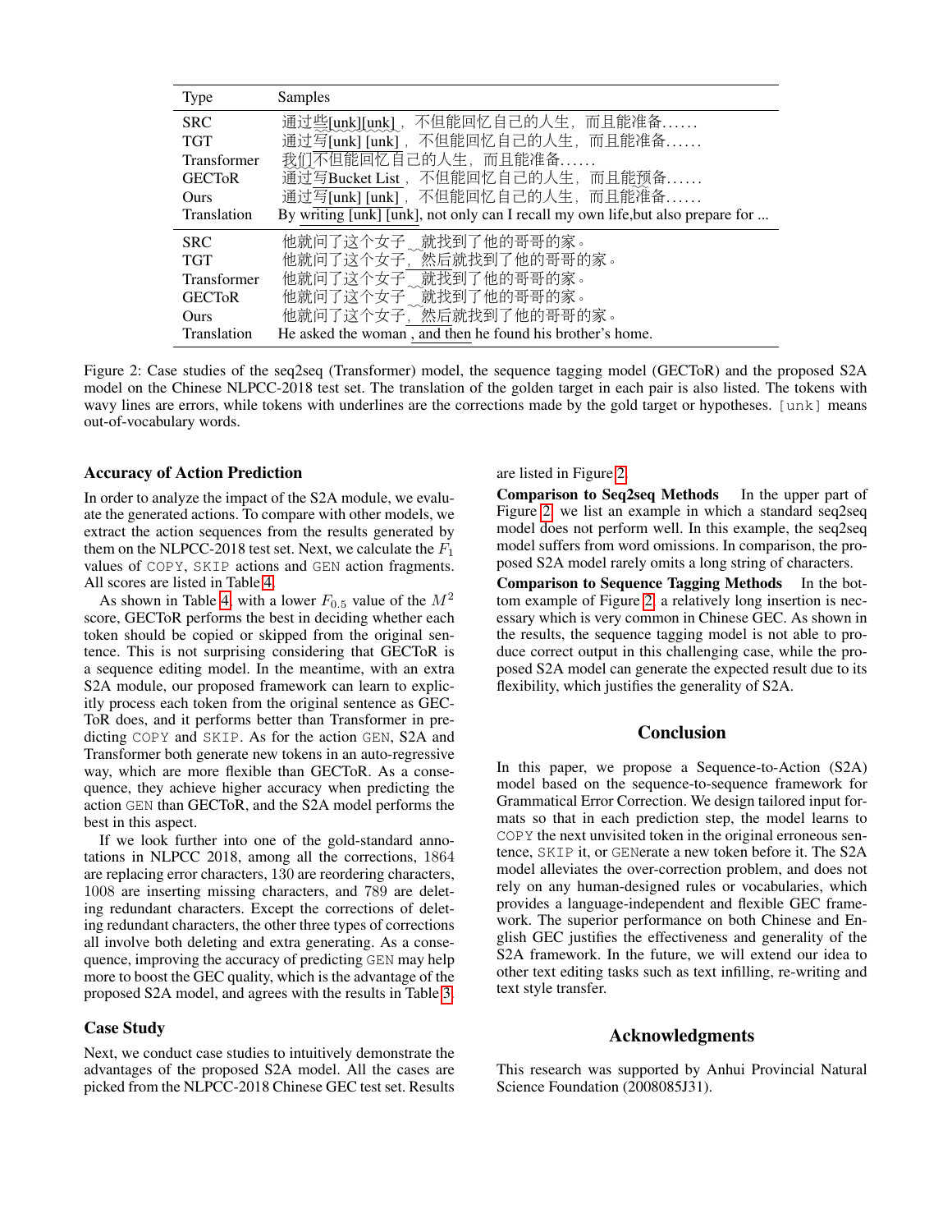| Type | Samples |
|---|---|
| SRC | 通过些[unk][unk]，不但能回忆自己的人生，而且能准备…… |
| TGT | 通过写[unk] [unk]，不但能回忆自己的人生，而且能准备…… |
| Transformer | 我们不但能回忆自己的人生，而且能准备…… |
| GECToR | 通过写Bucket List，不但能回忆自己的人生，而且能预备…… |
| Ours | 通过写[unk] [unk]，不但能回忆自己的人生，而且能准备…… |
| Translation | By writing [unk] [unk], not only can I recall my own life,but also prepare for ... |
| SRC | 他就问了这个女子就找到了他的哥哥的家。 |
| TGT | 他就问了这个女子，然后就找到了他的哥哥的家。 |
| Transformer | 他就问了这个女子就找到了他的哥哥的家。 |
| GECToR | 他就问了这个女子就找到了他的哥哥的家。 |
| Ours | 他就问了这个女子，然后就找到了他的哥哥的家。 |
| Translation | He asked the woman , and then he found his brother's home. |

Figure 2: Case studies of the seq2seq (Transformer) model, the sequence tagging model (GECToR) and the proposed S2A model on the Chinese NLPCC-2018 test set. The translation of the golden target in each pair is also listed. The tokens with wavy lines are errors, while tokens with underlines are the corrections made by the gold target or hypotheses. `[unk]` means out-of-vocabulary words.

### Accuracy of Action Prediction

In order to analyze the impact of the S2A module, we evaluate the generated actions. To compare with other models, we extract the action sequences from the results generated by them on the NLPCC-2018 test set. Next, we calculate the $F_1$ values of `COPY`, `SKIP` actions and `GEN` action fragments. All scores are listed in Table 4.

As shown in Table 4, with a lower $F_{0.5}$ value of the $M^2$ score, GECToR performs the best in deciding whether each token should be copied or skipped from the original sentence. This is not surprising considering that GECToR is a sequence editing model. In the meantime, with an extra S2A module, our proposed framework can learn to explicitly process each token from the original sentence as GECToR does, and it performs better than Transformer in predicting `COPY` and `SKIP`. As for the action `GEN`, S2A and Transformer both generate new tokens in an auto-regressive way, which are more flexible than GECToR. As a consequence, they achieve higher accuracy when predicting the action `GEN` than GECToR, and the S2A model performs the best in this aspect.

If we look further into one of the gold-standard annotations in NLPCC 2018, among all the corrections, 1864 are replacing error characters, 130 are reordering characters, 1008 are inserting missing characters, and 789 are deleting redundant characters. Except the corrections of deleting redundant characters, the other three types of corrections all involve both deleting and extra generating. As a consequence, improving the accuracy of predicting `GEN` may help more to boost the GEC quality, which is the advantage of the proposed S2A model, and agrees with the results in Table 3.

### Case Study

Next, we conduct case studies to intuitively demonstrate the advantages of the proposed S2A model. All the cases are picked from the NLPCC-2018 Chinese GEC test set. Results are listed in Figure 2.

**Comparison to Seq2seq Methods** In the upper part of Figure 2, we list an example in which a standard seq2seq model does not perform well. In this example, the seq2seq model suffers from word omissions. In comparison, the proposed S2A model rarely omits a long string of characters.

**Comparison to Sequence Tagging Methods** In the bottom example of Figure 2, a relatively long insertion is necessary which is very common in Chinese GEC. As shown in the results, the sequence tagging model is not able to produce correct output in this challenging case, while the proposed S2A model can generate the expected result due to its flexibility, which justifies the generality of S2A.

## Conclusion

In this paper, we propose a Sequence-to-Action (S2A) model based on the sequence-to-sequence framework for Grammatical Error Correction. We design tailored input formats so that in each prediction step, the model learns to `COPY` the next unvisited token in the original erroneous sentence, `SKIP` it, or `GEN`erate a new token before it. The S2A model alleviates the over-correction problem, and does not rely on any human-designed rules or vocabularies, which provides a language-independent and flexible GEC framework. The superior performance on both Chinese and English GEC justifies the effectiveness and generality of the S2A framework. In the future, we will extend our idea to other text editing tasks such as text infilling, re-writing and text style transfer.

## Acknowledgments

This research was supported by Anhui Provincial Natural Science Foundation (2008085J31).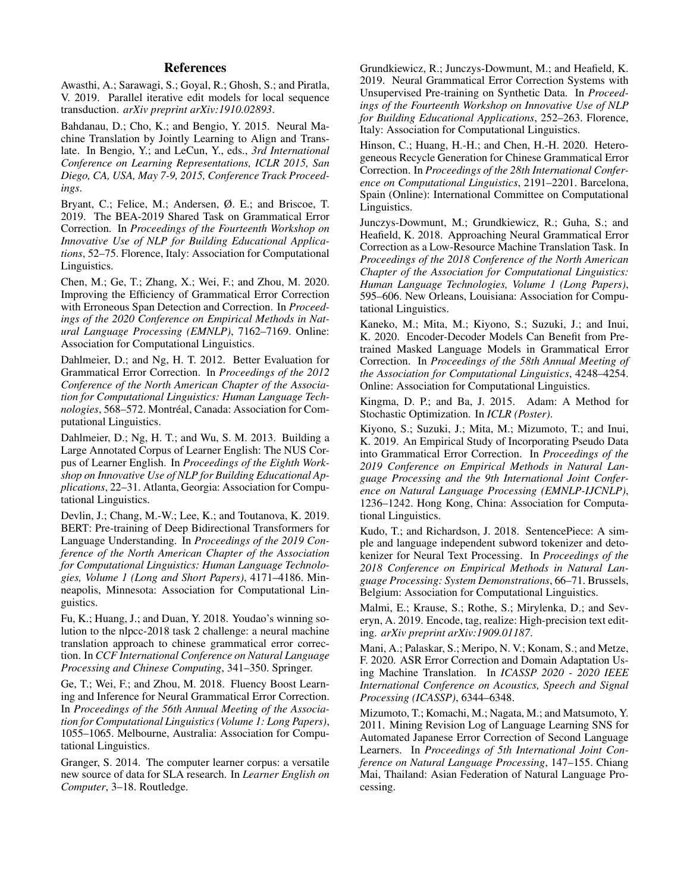# References

Awasthi, A.; Sarawagi, S.; Goyal, R.; Ghosh, S.; and Piratla, V. 2019. Parallel iterative edit models for local sequence transduction. *arXiv preprint arXiv:1910.02893*.

Bahdanau, D.; Cho, K.; and Bengio, Y. 2015. Neural Machine Translation by Jointly Learning to Align and Translate. In Bengio, Y.; and LeCun, Y., eds., *3rd International Conference on Learning Representations, ICLR 2015, San Diego, CA, USA, May 7-9, 2015, Conference Track Proceedings*.

Bryant, C.; Felice, M.; Andersen, Ø. E.; and Briscoe, T. 2019. The BEA-2019 Shared Task on Grammatical Error Correction. In *Proceedings of the Fourteenth Workshop on Innovative Use of NLP for Building Educational Applications*, 52–75. Florence, Italy: Association for Computational Linguistics.

Chen, M.; Ge, T.; Zhang, X.; Wei, F.; and Zhou, M. 2020. Improving the Efficiency of Grammatical Error Correction with Erroneous Span Detection and Correction. In *Proceedings of the 2020 Conference on Empirical Methods in Natural Language Processing (EMNLP)*, 7162–7169. Online: Association for Computational Linguistics.

Dahlmeier, D.; and Ng, H. T. 2012. Better Evaluation for Grammatical Error Correction. In *Proceedings of the 2012 Conference of the North American Chapter of the Association for Computational Linguistics: Human Language Technologies*, 568–572. Montréal, Canada: Association for Computational Linguistics.

Dahlmeier, D.; Ng, H. T.; and Wu, S. M. 2013. Building a Large Annotated Corpus of Learner English: The NUS Corpus of Learner English. In *Proceedings of the Eighth Workshop on Innovative Use of NLP for Building Educational Applications*, 22–31. Atlanta, Georgia: Association for Computational Linguistics.

Devlin, J.; Chang, M.-W.; Lee, K.; and Toutanova, K. 2019. BERT: Pre-training of Deep Bidirectional Transformers for Language Understanding. In *Proceedings of the 2019 Conference of the North American Chapter of the Association for Computational Linguistics: Human Language Technologies, Volume 1 (Long and Short Papers)*, 4171–4186. Minneapolis, Minnesota: Association for Computational Linguistics.

Fu, K.; Huang, J.; and Duan, Y. 2018. Youdao's winning solution to the nlpcc-2018 task 2 challenge: a neural machine translation approach to chinese grammatical error correction. In *CCF International Conference on Natural Language Processing and Chinese Computing*, 341–350. Springer.

Ge, T.; Wei, F.; and Zhou, M. 2018. Fluency Boost Learning and Inference for Neural Grammatical Error Correction. In *Proceedings of the 56th Annual Meeting of the Association for Computational Linguistics (Volume 1: Long Papers)*, 1055–1065. Melbourne, Australia: Association for Computational Linguistics.

Granger, S. 2014. The computer learner corpus: a versatile new source of data for SLA research. In *Learner English on Computer*, 3–18. Routledge.

Grundkiewicz, R.; Junczys-Dowmunt, M.; and Heafield, K. 2019. Neural Grammatical Error Correction Systems with Unsupervised Pre-training on Synthetic Data. In *Proceedings of the Fourteenth Workshop on Innovative Use of NLP for Building Educational Applications*, 252–263. Florence, Italy: Association for Computational Linguistics.

Hinson, C.; Huang, H.-H.; and Chen, H.-H. 2020. Heterogeneous Recycle Generation for Chinese Grammatical Error Correction. In *Proceedings of the 28th International Conference on Computational Linguistics*, 2191–2201. Barcelona, Spain (Online): International Committee on Computational Linguistics.

Junczys-Dowmunt, M.; Grundkiewicz, R.; Guha, S.; and Heafield, K. 2018. Approaching Neural Grammatical Error Correction as a Low-Resource Machine Translation Task. In *Proceedings of the 2018 Conference of the North American Chapter of the Association for Computational Linguistics: Human Language Technologies, Volume 1 (Long Papers)*, 595–606. New Orleans, Louisiana: Association for Computational Linguistics.

Kaneko, M.; Mita, M.; Kiyono, S.; Suzuki, J.; and Inui, K. 2020. Encoder-Decoder Models Can Benefit from Pre-trained Masked Language Models in Grammatical Error Correction. In *Proceedings of the 58th Annual Meeting of the Association for Computational Linguistics*, 4248–4254. Online: Association for Computational Linguistics.

Kingma, D. P.; and Ba, J. 2015. Adam: A Method for Stochastic Optimization. In *ICLR (Poster)*.

Kiyono, S.; Suzuki, J.; Mita, M.; Mizumoto, T.; and Inui, K. 2019. An Empirical Study of Incorporating Pseudo Data into Grammatical Error Correction. In *Proceedings of the 2019 Conference on Empirical Methods in Natural Language Processing and the 9th International Joint Conference on Natural Language Processing (EMNLP-IJCNLP)*, 1236–1242. Hong Kong, China: Association for Computational Linguistics.

Kudo, T.; and Richardson, J. 2018. SentencePiece: A simple and language independent subword tokenizer and detokenizer for Neural Text Processing. In *Proceedings of the 2018 Conference on Empirical Methods in Natural Language Processing: System Demonstrations*, 66–71. Brussels, Belgium: Association for Computational Linguistics.

Malmi, E.; Krause, S.; Rothe, S.; Mirylenka, D.; and Severyn, A. 2019. Encode, tag, realize: High-precision text editing. *arXiv preprint arXiv:1909.01187*.

Mani, A.; Palaskar, S.; Meripo, N. V.; Konam, S.; and Metze, F. 2020. ASR Error Correction and Domain Adaptation Using Machine Translation. In *ICASSP 2020 - 2020 IEEE International Conference on Acoustics, Speech and Signal Processing (ICASSP)*, 6344–6348.

Mizumoto, T.; Komachi, M.; Nagata, M.; and Matsumoto, Y. 2011. Mining Revision Log of Language Learning SNS for Automated Japanese Error Correction of Second Language Learners. In *Proceedings of 5th International Joint Conference on Natural Language Processing*, 147–155. Chiang Mai, Thailand: Asian Federation of Natural Language Processing.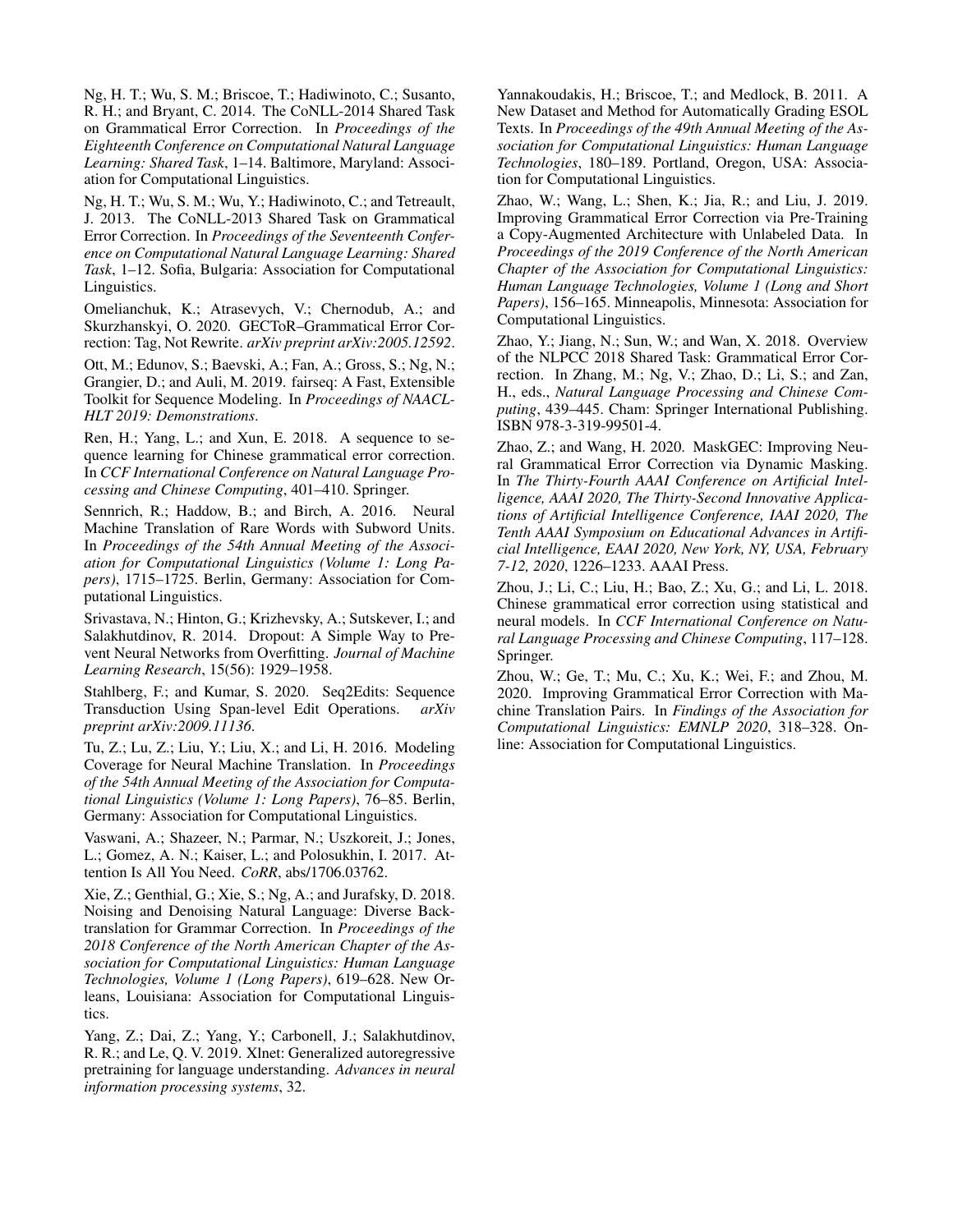Ng, H. T.; Wu, S. M.; Briscoe, T.; Hadiwinoto, C.; Susanto, R. H.; and Bryant, C. 2014. The CoNLL-2014 Shared Task on Grammatical Error Correction. In *Proceedings of the Eighteenth Conference on Computational Natural Language Learning: Shared Task*, 1–14. Baltimore, Maryland: Association for Computational Linguistics.

Ng, H. T.; Wu, S. M.; Wu, Y.; Hadiwinoto, C.; and Tetreault, J. 2013. The CoNLL-2013 Shared Task on Grammatical Error Correction. In *Proceedings of the Seventeenth Conference on Computational Natural Language Learning: Shared Task*, 1–12. Sofia, Bulgaria: Association for Computational Linguistics.

Omelianchuk, K.; Atrasevych, V.; Chernodub, A.; and Skurzhanskyi, O. 2020. GECToR–Grammatical Error Correction: Tag, Not Rewrite. *arXiv preprint arXiv:2005.12592*.

Ott, M.; Edunov, S.; Baevski, A.; Fan, A.; Gross, S.; Ng, N.; Grangier, D.; and Auli, M. 2019. fairseq: A Fast, Extensible Toolkit for Sequence Modeling. In *Proceedings of NAACL-HLT 2019: Demonstrations*.

Ren, H.; Yang, L.; and Xun, E. 2018. A sequence to sequence learning for Chinese grammatical error correction. In *CCF International Conference on Natural Language Processing and Chinese Computing*, 401–410. Springer.

Sennrich, R.; Haddow, B.; and Birch, A. 2016. Neural Machine Translation of Rare Words with Subword Units. In *Proceedings of the 54th Annual Meeting of the Association for Computational Linguistics (Volume 1: Long Papers)*, 1715–1725. Berlin, Germany: Association for Computational Linguistics.

Srivastava, N.; Hinton, G.; Krizhevsky, A.; Sutskever, I.; and Salakhutdinov, R. 2014. Dropout: A Simple Way to Prevent Neural Networks from Overfitting. *Journal of Machine Learning Research*, 15(56): 1929–1958.

Stahlberg, F.; and Kumar, S. 2020. Seq2Edits: Sequence Transduction Using Span-level Edit Operations. *arXiv preprint arXiv:2009.11136*.

Tu, Z.; Lu, Z.; Liu, Y.; Liu, X.; and Li, H. 2016. Modeling Coverage for Neural Machine Translation. In *Proceedings of the 54th Annual Meeting of the Association for Computational Linguistics (Volume 1: Long Papers)*, 76–85. Berlin, Germany: Association for Computational Linguistics.

Vaswani, A.; Shazeer, N.; Parmar, N.; Uszkoreit, J.; Jones, L.; Gomez, A. N.; Kaiser, L.; and Polosukhin, I. 2017. Attention Is All You Need. *CoRR*, abs/1706.03762.

Xie, Z.; Genthial, G.; Xie, S.; Ng, A.; and Jurafsky, D. 2018. Noising and Denoising Natural Language: Diverse Backtranslation for Grammar Correction. In *Proceedings of the 2018 Conference of the North American Chapter of the Association for Computational Linguistics: Human Language Technologies, Volume 1 (Long Papers)*, 619–628. New Orleans, Louisiana: Association for Computational Linguistics.

Yang, Z.; Dai, Z.; Yang, Y.; Carbonell, J.; Salakhutdinov, R. R.; and Le, Q. V. 2019. Xlnet: Generalized autoregressive pretraining for language understanding. *Advances in neural information processing systems*, 32.

Yannakoudakis, H.; Briscoe, T.; and Medlock, B. 2011. A New Dataset and Method for Automatically Grading ESOL Texts. In *Proceedings of the 49th Annual Meeting of the Association for Computational Linguistics: Human Language Technologies*, 180–189. Portland, Oregon, USA: Association for Computational Linguistics.

Zhao, W.; Wang, L.; Shen, K.; Jia, R.; and Liu, J. 2019. Improving Grammatical Error Correction via Pre-Training a Copy-Augmented Architecture with Unlabeled Data. In *Proceedings of the 2019 Conference of the North American Chapter of the Association for Computational Linguistics: Human Language Technologies, Volume 1 (Long and Short Papers)*, 156–165. Minneapolis, Minnesota: Association for Computational Linguistics.

Zhao, Y.; Jiang, N.; Sun, W.; and Wan, X. 2018. Overview of the NLPCC 2018 Shared Task: Grammatical Error Correction. In Zhang, M.; Ng, V.; Zhao, D.; Li, S.; and Zan, H., eds., *Natural Language Processing and Chinese Computing*, 439–445. Cham: Springer International Publishing. ISBN 978-3-319-99501-4.

Zhao, Z.; and Wang, H. 2020. MaskGEC: Improving Neural Grammatical Error Correction via Dynamic Masking. In *The Thirty-Fourth AAAI Conference on Artificial Intelligence, AAAI 2020, The Thirty-Second Innovative Applications of Artificial Intelligence Conference, IAAI 2020, The Tenth AAAI Symposium on Educational Advances in Artificial Intelligence, EAAI 2020, New York, NY, USA, February 7-12, 2020*, 1226–1233. AAAI Press.

Zhou, J.; Li, C.; Liu, H.; Bao, Z.; Xu, G.; and Li, L. 2018. Chinese grammatical error correction using statistical and neural models. In *CCF International Conference on Natural Language Processing and Chinese Computing*, 117–128. Springer.

Zhou, W.; Ge, T.; Mu, C.; Xu, K.; Wei, F.; and Zhou, M. 2020. Improving Grammatical Error Correction with Machine Translation Pairs. In *Findings of the Association for Computational Linguistics: EMNLP 2020*, 318–328. Online: Association for Computational Linguistics.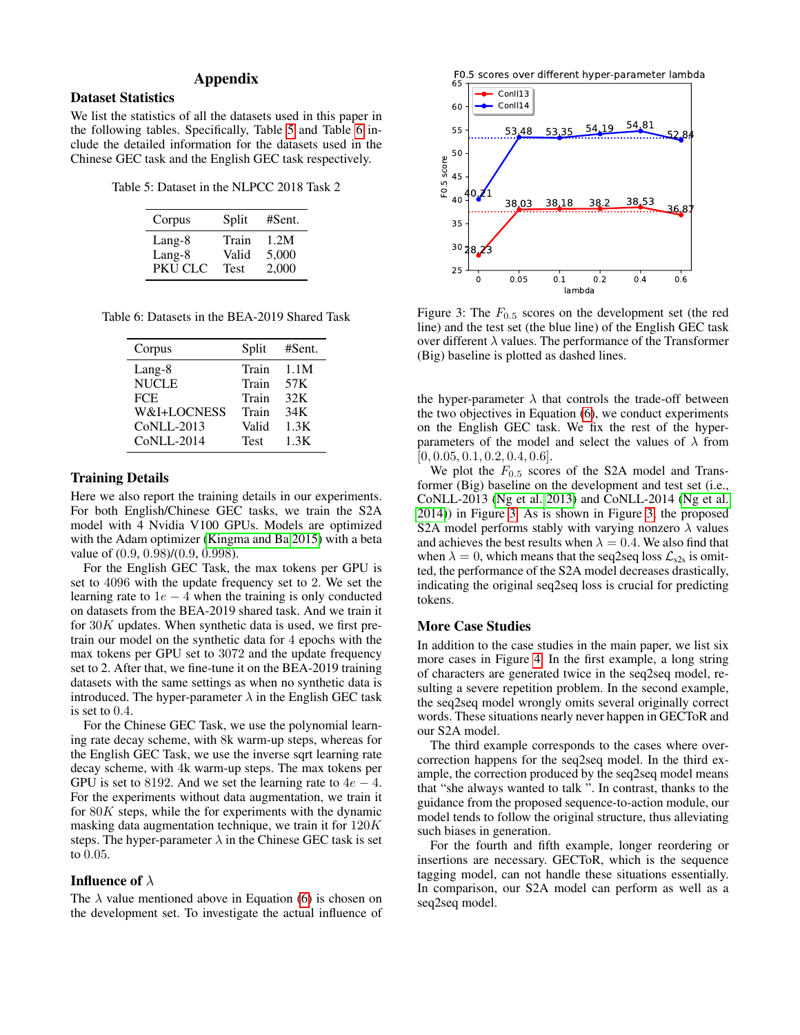# Appendix

## Dataset Statistics

We list the statistics of all the datasets used in this paper in the following tables. Specifically, Table 5 and Table 6 include the detailed information for the datasets used in the Chinese GEC task and the English GEC task respectively.

Table 5: Dataset in the NLPCC 2018 Task 2

| Corpus | Split | #Sent. |
|---|---|---|
| Lang-8 | Train | 1.2M |
| Lang-8 | Valid | 5,000 |
| PKU CLC | Test | 2,000 |

Table 6: Datasets in the BEA-2019 Shared Task

| Corpus | Split | #Sent. |
|---|---|---|
| Lang-8 | Train | 1.1M |
| NUCLE | Train | 57K |
| FCE | Train | 32K |
| W&I+LOCNESS | Train | 34K |
| CoNLL-2013 | Valid | 1.3K |
| CoNLL-2014 | Test | 1.3K |

## Training Details

Here we also report the training details in our experiments. For both English/Chinese GEC tasks, we train the S2A model with 4 Nvidia V100 GPUs. Models are optimized with the Adam optimizer (Kingma and Ba 2015) with a beta value of (0.9, 0.98)/(0.9, 0.998).

For the English GEC Task, the max tokens per GPU is set to 4096 with the update frequency set to 2. We set the learning rate to $1e-4$ when the training is only conducted on datasets from the BEA-2019 shared task. And we train it for $30K$ updates. When synthetic data is used, we first pretrain our model on the synthetic data for 4 epochs with the max tokens per GPU set to 3072 and the update frequency set to 2. After that, we fine-tune it on the BEA-2019 training datasets with the same settings as when no synthetic data is introduced. The hyper-parameter $\lambda$ in the English GEC task is set to 0.4.

For the Chinese GEC Task, we use the polynomial learning rate decay scheme, with 8k warm-up steps, whereas for the English GEC Task, we use the inverse sqrt learning rate decay scheme, with 4k warm-up steps. The max tokens per GPU is set to 8192. And we set the learning rate to $4e-4$. For the experiments without data augmentation, we train it for $80K$ steps, while the for experiments with the dynamic masking data augmentation technique, we train it for $120K$ steps. The hyper-parameter $\lambda$ in the Chinese GEC task is set to 0.05.

## Influence of $\lambda$

The $\lambda$ value mentioned above in Equation (6) is chosen on the development set. To investigate the actual influence of the hyper-parameter $\lambda$ that controls the trade-off between the two objectives in Equation (6), we conduct experiments on the English GEC task. We fix the rest of the hyper-parameters of the model and select the values of $\lambda$ from $[0, 0.05, 0.1, 0.2, 0.4, 0.6]$.

F0.5 scores over different hyper-parameter lambda

| lambda | 0 | 0.05 | 0.1 | 0.2 | 0.4 | 0.6 |
|---|---|---|---|---|---|---|
| Conll13 | 28.23 | 38.03 | 38.18 | 38.2 | 38.53 | 36.87 |
| Conll14 | 40.21 | 53.48 | 53.35 | 54.19 | 54.81 | 52.84 |

Figure 3: The $F_{0.5}$ scores on the development set (the red line) and the test set (the blue line) of the English GEC task over different $\lambda$ values. The performance of the Transformer (Big) baseline is plotted as dashed lines.

We plot the $F_{0.5}$ scores of the S2A model and Transformer (Big) baseline on the development and test set (i.e., CoNLL-2013 (Ng et al. 2013) and CoNLL-2014 (Ng et al. 2014)) in Figure 3. As is shown in Figure 3, the proposed S2A model performs stably with varying nonzero $\lambda$ values and achieves the best results when $\lambda = 0.4$. We also find that when $\lambda = 0$, which means that the seq2seq loss $\mathcal{L}_{s2s}$ is omitted, the performance of the S2A model decreases drastically, indicating the original seq2seq loss is crucial for predicting tokens.

## More Case Studies

In addition to the case studies in the main paper, we list six more cases in Figure 4. In the first example, a long string of characters are generated twice in the seq2seq model, resulting a severe repetition problem. In the second example, the seq2seq model wrongly omits several originally correct words. These situations nearly never happen in GECToR and our S2A model.

The third example corresponds to the cases where overcorrection happens for the seq2seq model. In the third example, the correction produced by the seq2seq model means that "she always wanted to talk ". In contrast, thanks to the guidance from the proposed sequence-to-action module, our model tends to follow the original structure, thus alleviating such biases in generation.

For the fourth and fifth example, longer reordering or insertions are necessary. GECToR, which is the sequence tagging model, can not handle these situations essentially. In comparison, our S2A model can perform as well as a seq2seq model.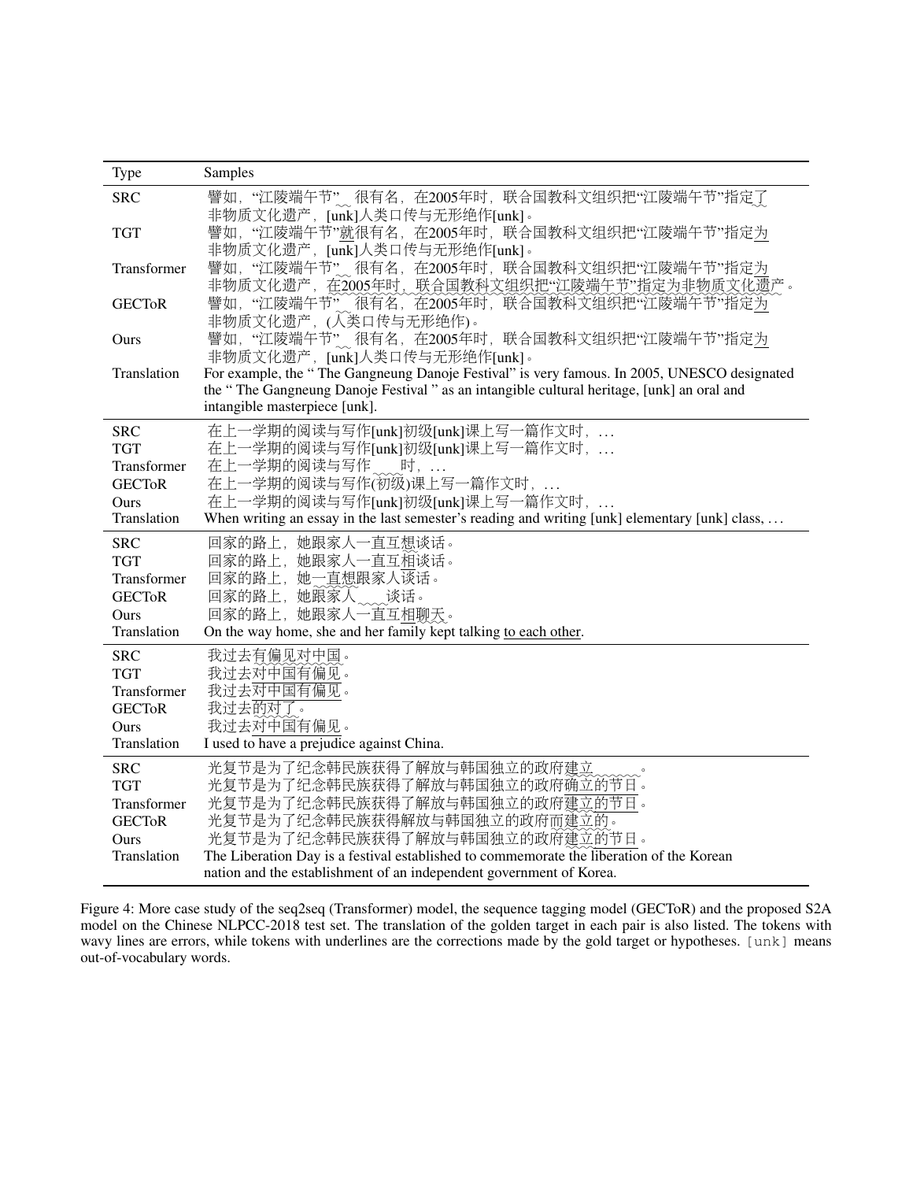| Type | Samples |
| --- | --- |
| SRC | 譬如，“江陵端午节” 很有名，在2005年时，联合国教科文组织把“江陵端午节”指定了非物质文化遗产，[unk]人类口传与无形绝作[unk]。 |
| TGT | 譬如，“江陵端午节”就很有名，在2005年时，联合国教科文组织把“江陵端午节”指定为非物质文化遗产，[unk]人类口传与无形绝作[unk]。 |
| Transformer | 譬如，“江陵端午节” 很有名，在2005年时，联合国教科文组织把“江陵端午节”指定为非物质文化遗产，在2005年时，联合国教科文组织把“江陵端午节”指定为非物质文化遗产。 |
| GECToR | 譬如，“江陵端午节” 很有名，在2005年时，联合国教科文组织把“江陵端午节”指定为非物质文化遗产，(人类口传与无形绝作)。 |
| Ours | 譬如，“江陵端午节” 很有名，在2005年时，联合国教科文组织把“江陵端午节”指定为非物质文化遗产，[unk]人类口传与无形绝作[unk]。 |
| Translation | For example, the “ The Gangneung Danoje Festival” is very famous. In 2005, UNESCO designated the “ The Gangneung Danoje Festival ” as an intangible cultural heritage, [unk] an oral and intangible masterpiece [unk]. |
| SRC | 在上一学期的阅读与写作[unk]初级[unk]课上写一篇作文时，… |
| TGT | 在上一学期的阅读与写作[unk]初级[unk]课上写一篇作文时，… |
| Transformer | 在上一学期的阅读与写作 时，… |
| GECToR | 在上一学期的阅读与写作(初级)课上写一篇作文时，… |
| Ours | 在上一学期的阅读与写作[unk]初级[unk]课上写一篇作文时，… |
| Translation | When writing an essay in the last semester’s reading and writing [unk] elementary [unk] class, … |
| SRC | 回家的路上，她跟家人一直互想谈话。 |
| TGT | 回家的路上，她跟家人一直互相谈话。 |
| Transformer | 回家的路上，她一直想跟家人谈话。 |
| GECToR | 回家的路上，她跟家人 谈话。 |
| Ours | 回家的路上，她跟家人一直互相聊天。 |
| Translation | On the way home, she and her family kept talking to each other. |
| SRC | 我过去有偏见对中国。 |
| TGT | 我过去对中国有偏见。 |
| Transformer | 我过去对中国有偏见。 |
| GECToR | 我过去的对了。 |
| Ours | 我过去对中国有偏见。 |
| Translation | I used to have a prejudice against China. |
| SRC | 光复节是为了纪念韩民族获得了解放与韩国独立的政府建立 。 |
| TGT | 光复节是为了纪念韩民族获得了解放与韩国独立的政府确立的节日。 |
| Transformer | 光复节是为了纪念韩民族获得了解放与韩国独立的政府建立的节日。 |
| GECToR | 光复节是为了纪念韩民族获得解放与韩国独立的政府而建立的。 |
| Ours | 光复节是为了纪念韩民族获得了解放与韩国独立的政府建立的节日。 |
| Translation | The Liberation Day is a festival established to commemorate the liberation of the Korean nation and the establishment of an independent government of Korea. |

Figure 4: More case study of the seq2seq (Transformer) model, the sequence tagging model (GECToR) and the proposed S2A model on the Chinese NLPCC-2018 test set. The translation of the golden target in each pair is also listed. The tokens with wavy lines are errors, while tokens with underlines are the corrections made by the gold target or hypotheses. [unk] means out-of-vocabulary words.